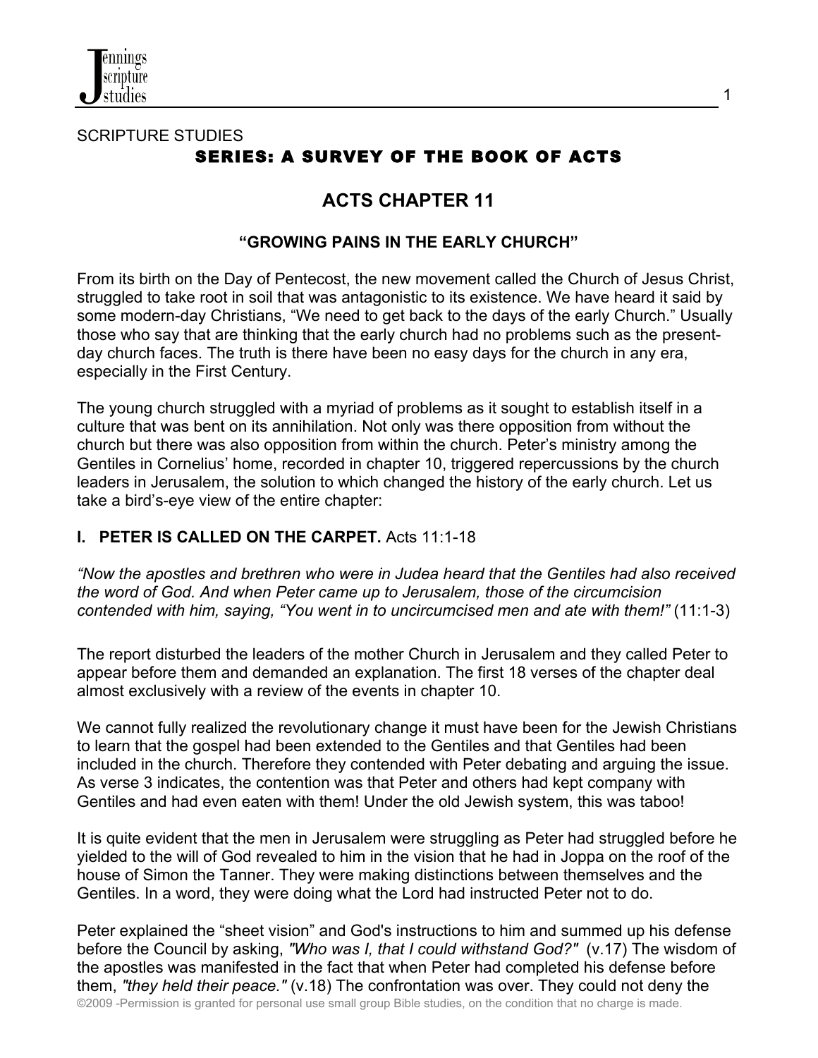SCRIPTURE STUDIES

## SERIES: A SURVEY OF THE BOOK OF ACTS

# ACTS CHAPTER 11

### "GROWING PAINS IN THE EARLY CHURCH"

From its birth on the Day of Pentecost, the new movement called the Church of Jesus Christ, struggled to take root in soil that was antagonistic to its existence. We have heard it said by some modern-day Christians, "We need to get back to the days of the early Church." Usually those who say that are thinking that the early church had no problems such as the present-day church faces. The truth is there have been no easy days for the church in any era, especially in the First Century.

The young church struggled with a myriad of problems as it sought to establish itself in a culture that was bent on its annihilation. Not only was there opposition from without the church but there was also opposition from within the church. Peter's ministry among the Gentiles in Cornelius' home, recorded in chapter 10, triggered repercussions by the church leaders in Jerusalem, the solution to which changed the history of the early church. Let us take a bird's-eye view of the entire chapter:

**I. PETER IS CALLED ON THE CARPET.** Acts 11:1-18

*"Now the apostles and brethren who were in Judea heard that the Gentiles had also received the word of God. And when Peter came up to Jerusalem, those of the circumcision contended with him, saying, "You went in to uncircumcised men and ate with them!"* (11:1-3)

The report disturbed the leaders of the mother Church in Jerusalem and they called Peter to appear before them and demanded an explanation. The first 18 verses of the chapter deal almost exclusively with a review of the events in chapter 10.

We cannot fully realized the revolutionary change it must have been for the Jewish Christians to learn that the gospel had been extended to the Gentiles and that Gentiles had been included in the church. Therefore they contended with Peter debating and arguing the issue. As verse 3 indicates, the contention was that Peter and others had kept company with Gentiles and had even eaten with them! Under the old Jewish system, this was taboo!

It is quite evident that the men in Jerusalem were struggling as Peter had struggled before he yielded to the will of God revealed to him in the vision that he had in Joppa on the roof of the house of Simon the Tanner. They were making distinctions between themselves and the Gentiles. In a word, they were doing what the Lord had instructed Peter not to do.

Peter explained the "sheet vision" and God's instructions to him and summed up his defense before the Council by asking, *"Who was I, that I could withstand God?"* (v.17) The wisdom of the apostles was manifested in the fact that when Peter had completed his defense before them, *"they held their peace."* (v.18) The confrontation was over. They could not deny the

©2009 -Permission is granted for personal use small group Bible studies, on the condition that no charge is made.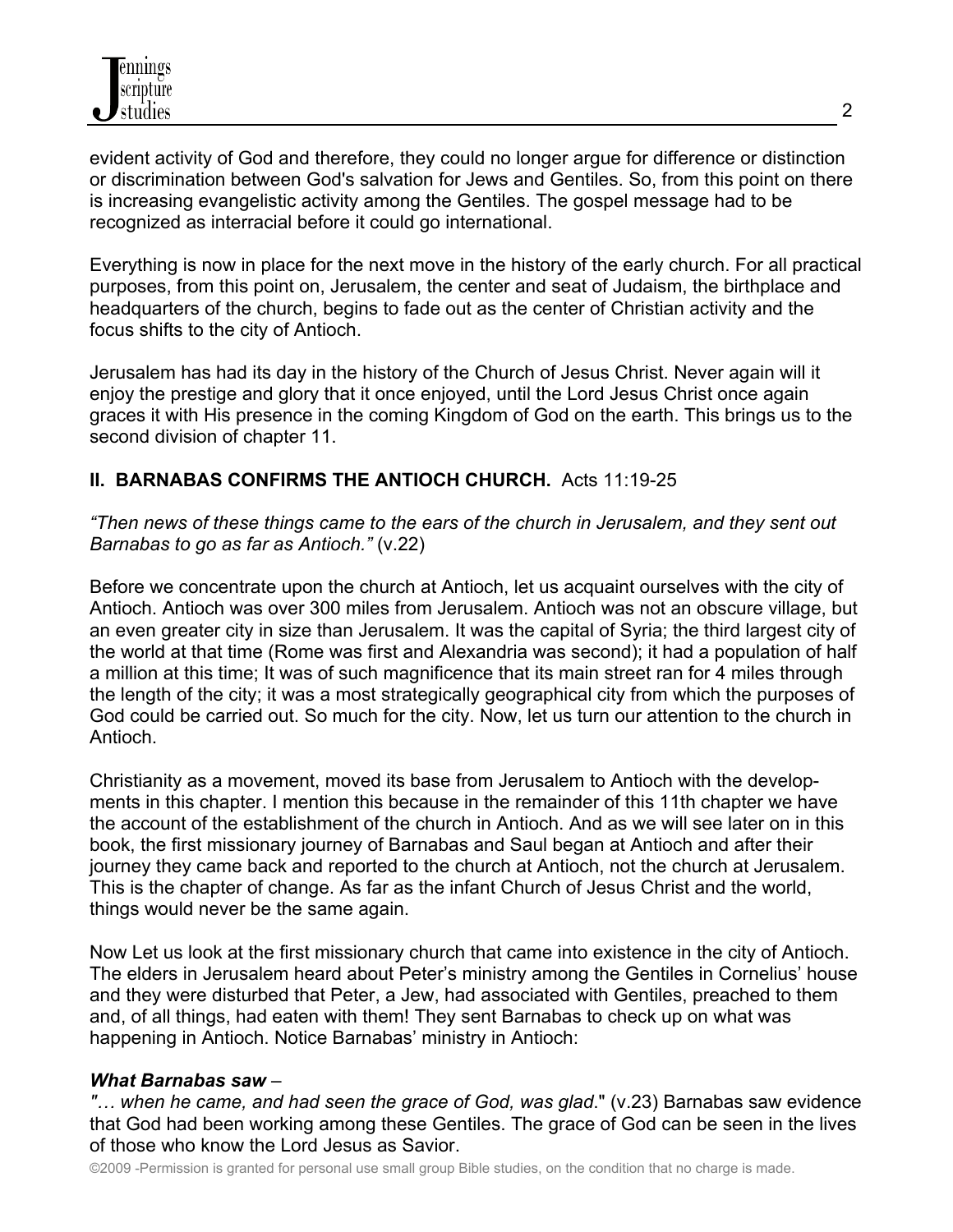evident activity of God and therefore, they could no longer argue for difference or distinction or discrimination between God's salvation for Jews and Gentiles. So, from this point on there is increasing evangelistic activity among the Gentiles. The gospel message had to be recognized as interracial before it could go international.

Everything is now in place for the next move in the history of the early church. For all practical purposes, from this point on, Jerusalem, the center and seat of Judaism, the birthplace and headquarters of the church, begins to fade out as the center of Christian activity and the focus shifts to the city of Antioch.

Jerusalem has had its day in the history of the Church of Jesus Christ. Never again will it enjoy the prestige and glory that it once enjoyed, until the Lord Jesus Christ once again graces it with His presence in the coming Kingdom of God on the earth. This brings us to the second division of chapter 11.

## II. BARNABAS CONFIRMS THE ANTIOCH CHURCH. Acts 11:19-25

*"Then news of these things came to the ears of the church in Jerusalem, and they sent out Barnabas to go as far as Antioch."* (v.22)

Before we concentrate upon the church at Antioch, let us acquaint ourselves with the city of Antioch. Antioch was over 300 miles from Jerusalem. Antioch was not an obscure village, but an even greater city in size than Jerusalem. It was the capital of Syria; the third largest city of the world at that time (Rome was first and Alexandria was second); it had a population of half a million at this time; It was of such magnificence that its main street ran for 4 miles through the length of the city; it was a most strategically geographical city from which the purposes of God could be carried out. So much for the city. Now, let us turn our attention to the church in Antioch.

Christianity as a movement, moved its base from Jerusalem to Antioch with the developments in this chapter. I mention this because in the remainder of this 11th chapter we have the account of the establishment of the church in Antioch. And as we will see later on in this book, the first missionary journey of Barnabas and Saul began at Antioch and after their journey they came back and reported to the church at Antioch, not the church at Jerusalem. This is the chapter of change. As far as the infant Church of Jesus Christ and the world, things would never be the same again.

Now Let us look at the first missionary church that came into existence in the city of Antioch. The elders in Jerusalem heard about Peter's ministry among the Gentiles in Cornelius' house and they were disturbed that Peter, a Jew, had associated with Gentiles, preached to them and, of all things, had eaten with them! They sent Barnabas to check up on what was happening in Antioch. Notice Barnabas' ministry in Antioch:

***What Barnabas saw*** –

*"… when he came, and had seen the grace of God, was glad*." (v.23) Barnabas saw evidence that God had been working among these Gentiles. The grace of God can be seen in the lives of those who know the Lord Jesus as Savior.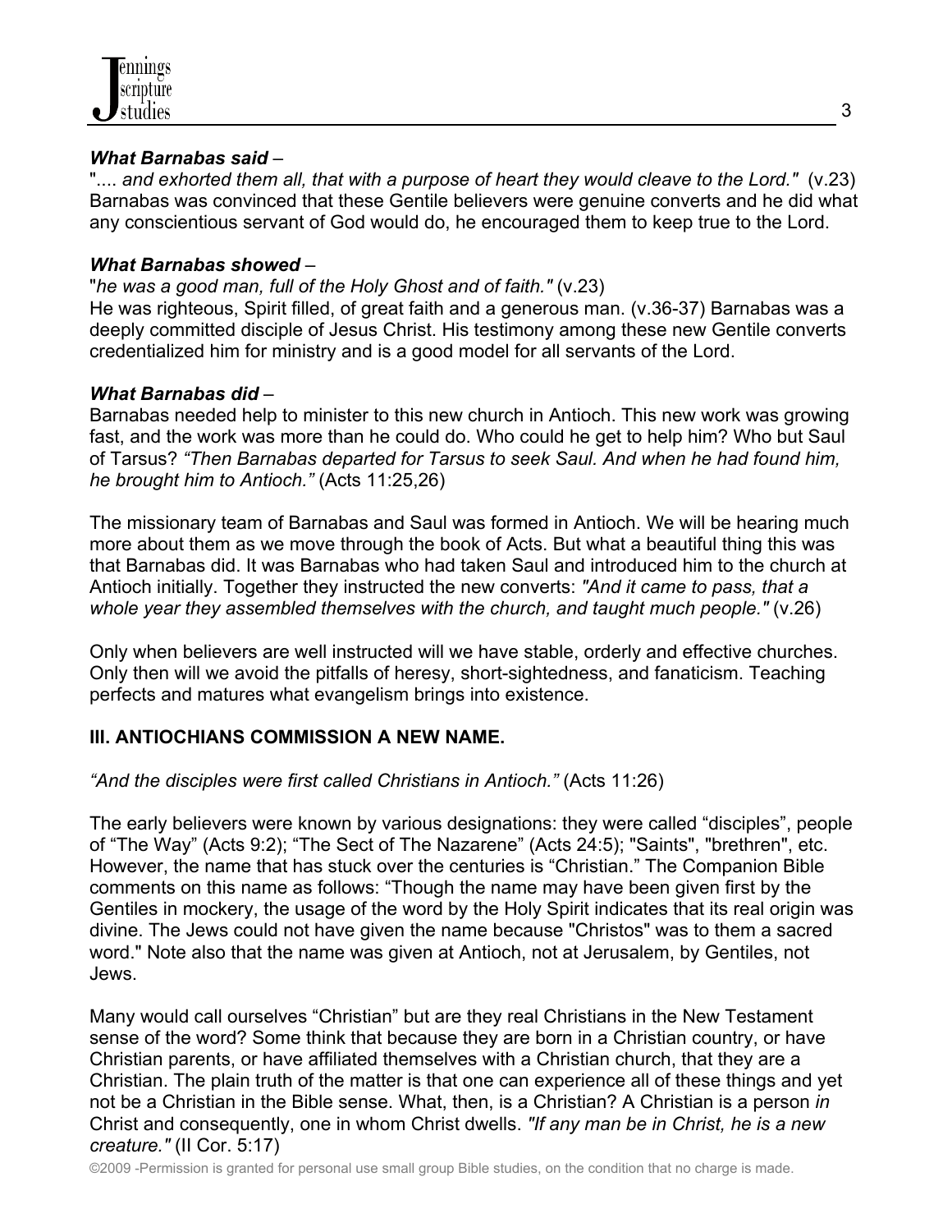***What Barnabas said*** –

".... *and exhorted them all, that with a purpose of heart they would cleave to the Lord."* (v.23) Barnabas was convinced that these Gentile believers were genuine converts and he did what any conscientious servant of God would do, he encouraged them to keep true to the Lord.

***What Barnabas showed*** –

"*he was a good man, full of the Holy Ghost and of faith."* (v.23)
He was righteous, Spirit filled, of great faith and a generous man. (v.36-37) Barnabas was a deeply committed disciple of Jesus Christ. His testimony among these new Gentile converts credentialized him for ministry and is a good model for all servants of the Lord.

***What Barnabas did*** –

Barnabas needed help to minister to this new church in Antioch. This new work was growing fast, and the work was more than he could do. Who could he get to help him? Who but Saul of Tarsus? *"Then Barnabas departed for Tarsus to seek Saul. And when he had found him, he brought him to Antioch."* (Acts 11:25,26)

The missionary team of Barnabas and Saul was formed in Antioch. We will be hearing much more about them as we move through the book of Acts. But what a beautiful thing this was that Barnabas did. It was Barnabas who had taken Saul and introduced him to the church at Antioch initially. Together they instructed the new converts: *"And it came to pass, that a whole year they assembled themselves with the church, and taught much people."* (v.26)

Only when believers are well instructed will we have stable, orderly and effective churches. Only then will we avoid the pitfalls of heresy, short-sightedness, and fanaticism. Teaching perfects and matures what evangelism brings into existence.

## III. ANTIOCHIANS COMMISSION A NEW NAME.

*"And the disciples were first called Christians in Antioch."* (Acts 11:26)

The early believers were known by various designations: they were called "disciples", people of "The Way" (Acts 9:2); "The Sect of The Nazarene" (Acts 24:5); "Saints", "brethren", etc. However, the name that has stuck over the centuries is "Christian." The Companion Bible comments on this name as follows: "Though the name may have been given first by the Gentiles in mockery, the usage of the word by the Holy Spirit indicates that its real origin was divine. The Jews could not have given the name because "Christos" was to them a sacred word." Note also that the name was given at Antioch, not at Jerusalem, by Gentiles, not Jews.

Many would call ourselves "Christian" but are they real Christians in the New Testament sense of the word? Some think that because they are born in a Christian country, or have Christian parents, or have affiliated themselves with a Christian church, that they are a Christian. The plain truth of the matter is that one can experience all of these things and yet not be a Christian in the Bible sense. What, then, is a Christian? A Christian is a person *in* Christ and consequently, one in whom Christ dwells. *"If any man be in Christ, he is a new creature."* (II Cor. 5:17)

©2009 -Permission is granted for personal use small group Bible studies, on the condition that no charge is made.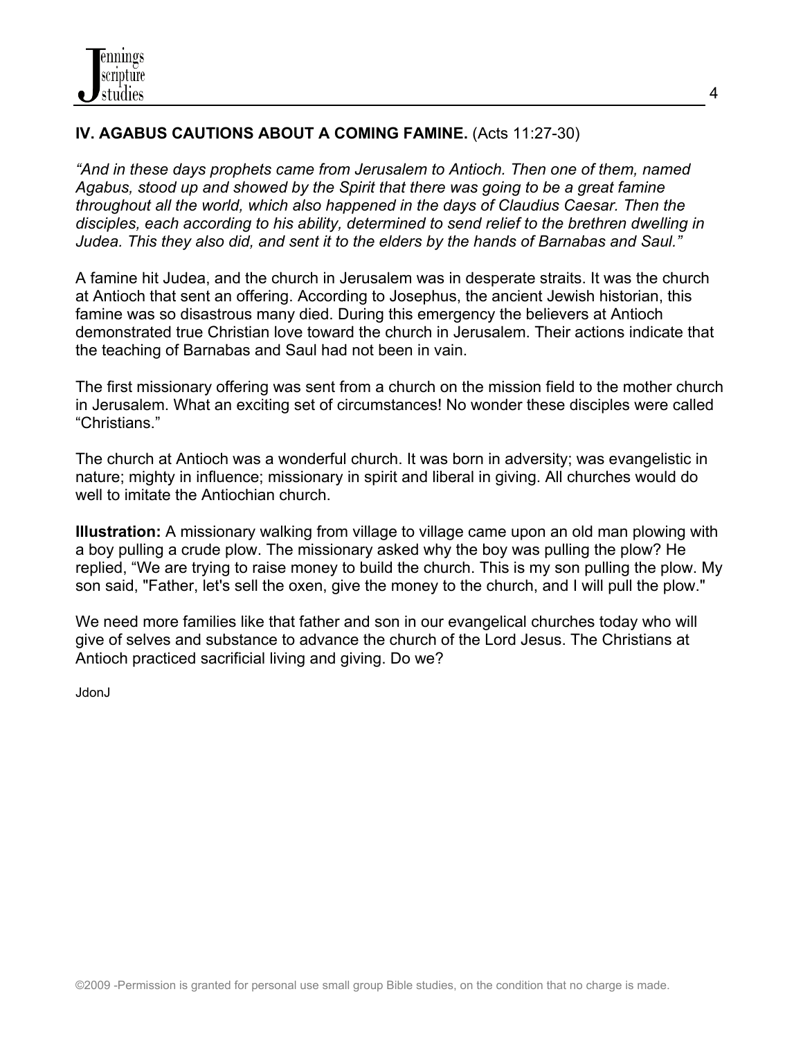**IV. AGABUS CAUTIONS ABOUT A COMING FAMINE.** (Acts 11:27-30)

*"And in these days prophets came from Jerusalem to Antioch. Then one of them, named Agabus, stood up and showed by the Spirit that there was going to be a great famine throughout all the world, which also happened in the days of Claudius Caesar. Then the disciples, each according to his ability, determined to send relief to the brethren dwelling in Judea. This they also did, and sent it to the elders by the hands of Barnabas and Saul."*

A famine hit Judea, and the church in Jerusalem was in desperate straits. It was the church at Antioch that sent an offering. According to Josephus, the ancient Jewish historian, this famine was so disastrous many died. During this emergency the believers at Antioch demonstrated true Christian love toward the church in Jerusalem. Their actions indicate that the teaching of Barnabas and Saul had not been in vain.

The first missionary offering was sent from a church on the mission field to the mother church in Jerusalem. What an exciting set of circumstances! No wonder these disciples were called "Christians."

The church at Antioch was a wonderful church. It was born in adversity; was evangelistic in nature; mighty in influence; missionary in spirit and liberal in giving. All churches would do well to imitate the Antiochian church.

**Illustration:** A missionary walking from village to village came upon an old man plowing with a boy pulling a crude plow. The missionary asked why the boy was pulling the plow? He replied, "We are trying to raise money to build the church. This is my son pulling the plow. My son said, "Father, let's sell the oxen, give the money to the church, and I will pull the plow."

We need more families like that father and son in our evangelical churches today who will give of selves and substance to advance the church of the Lord Jesus. The Christians at Antioch practiced sacrificial living and giving. Do we?

JdonJ

©2009 -Permission is granted for personal use small group Bible studies, on the condition that no charge is made.